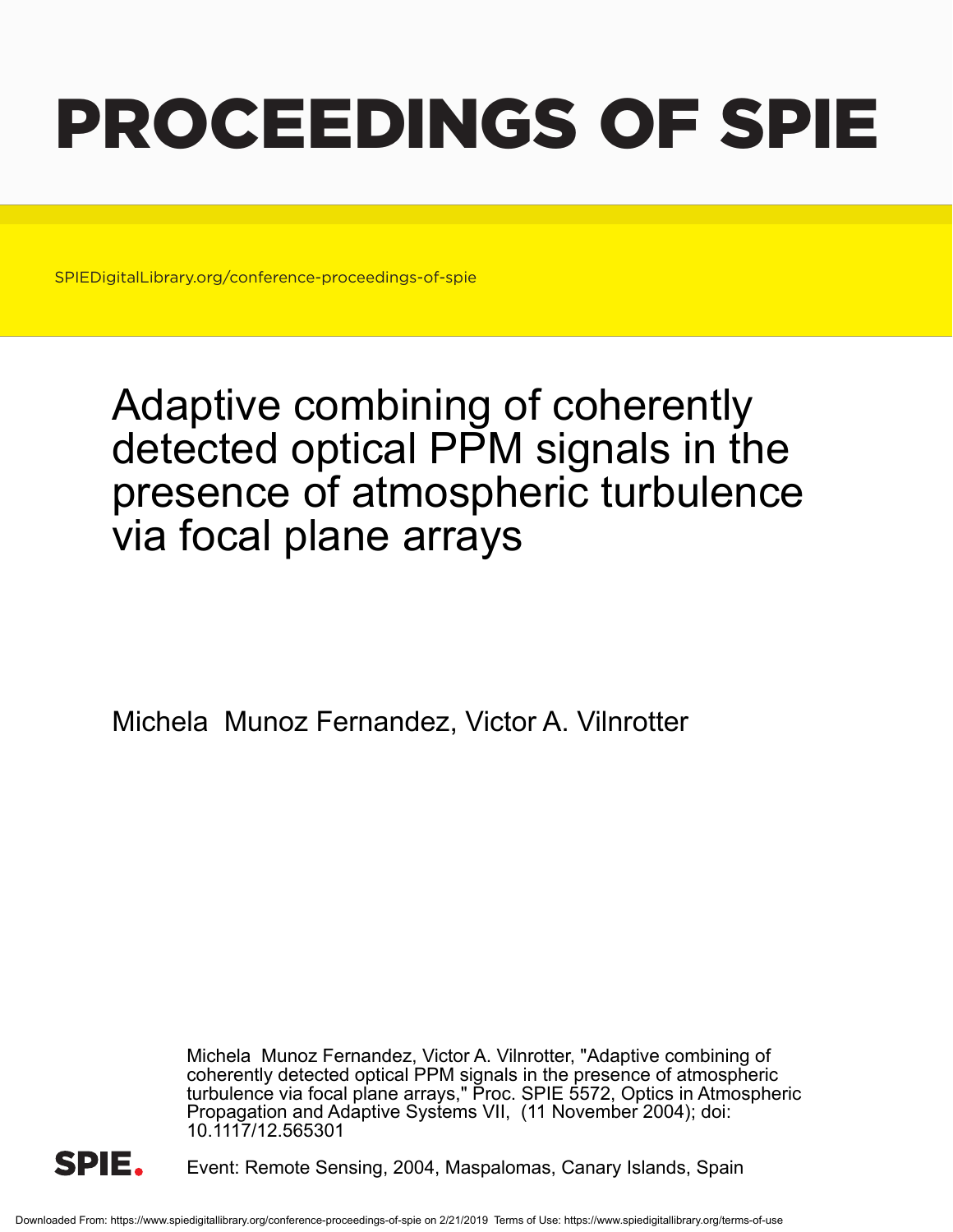# PROCEEDINGS OF SPIE

SPIEDigitalLibrary.org/conference-proceedings-of-spie

## Adaptive combining of coherently detected optical PPM signals in the presence of atmospheric turbulence via focal plane arrays

Michela Munoz Fernandez, Victor A. Vilnrotter

Michela Munoz Fernandez, Victor A. Vilnrotter, "Adaptive combining of coherently detected optical PPM signals in the presence of atmospheric turbulence via focal plane arrays," Proc. SPIE 5572, Optics in Atmospheric Propagation and Adaptive Systems VII, (11 November 2004); doi: 10.1117/12.565301

Event: Remote Sensing, 2004, Maspalomas, Canary Islands, Spain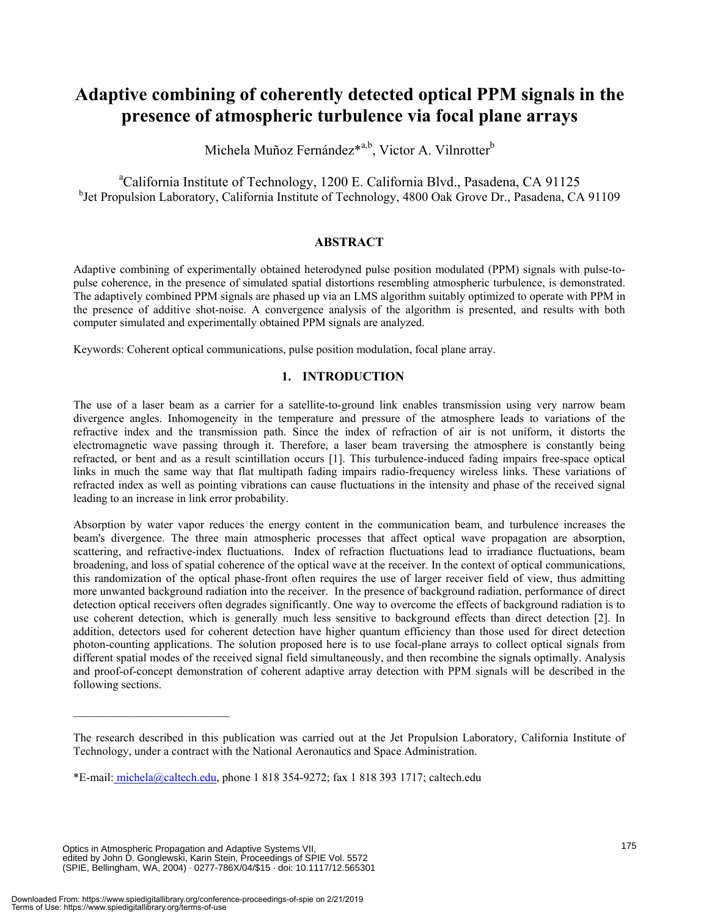# Adaptive combining of coherently detected optical PPM signals in the presence of atmospheric turbulence via focal plane arrays

Michela Muñoz Fernández*[a,b], Victor A. Vilnrotter[b]

[a]California Institute of Technology, 1200 E. California Blvd., Pasadena, CA 91125
[b]Jet Propulsion Laboratory, California Institute of Technology, 4800 Oak Grove Dr., Pasadena, CA 91109

## ABSTRACT

Adaptive combining of experimentally obtained heterodyned pulse position modulated (PPM) signals with pulse-to-pulse coherence, in the presence of simulated spatial distortions resembling atmospheric turbulence, is demonstrated. The adaptively combined PPM signals are phased up via an LMS algorithm suitably optimized to operate with PPM in the presence of additive shot-noise. A convergence analysis of the algorithm is presented, and results with both computer simulated and experimentally obtained PPM signals are analyzed.

Keywords: Coherent optical communications, pulse position modulation, focal plane array.

## 1. INTRODUCTION

The use of a laser beam as a carrier for a satellite-to-ground link enables transmission using very narrow beam divergence angles. Inhomogeneity in the temperature and pressure of the atmosphere leads to variations of the refractive index and the transmission path. Since the index of refraction of air is not uniform, it distorts the electromagnetic wave passing through it. Therefore, a laser beam traversing the atmosphere is constantly being refracted, or bent and as a result scintillation occurs [1]. This turbulence-induced fading impairs free-space optical links in much the same way that flat multipath fading impairs radio-frequency wireless links. These variations of refracted index as well as pointing vibrations can cause fluctuations in the intensity and phase of the received signal leading to an increase in link error probability.

Absorption by water vapor reduces the energy content in the communication beam, and turbulence increases the beam's divergence. The three main atmospheric processes that affect optical wave propagation are absorption, scattering, and refractive-index fluctuations. Index of refraction fluctuations lead to irradiance fluctuations, beam broadening, and loss of spatial coherence of the optical wave at the receiver. In the context of optical communications, this randomization of the optical phase-front often requires the use of larger receiver field of view, thus admitting more unwanted background radiation into the receiver. In the presence of background radiation, performance of direct detection optical receivers often degrades significantly. One way to overcome the effects of background radiation is to use coherent detection, which is generally much less sensitive to background effects than direct detection [2]. In addition, detectors used for coherent detection have higher quantum efficiency than those used for direct detection photon-counting applications. The solution proposed here is to use focal-plane arrays to collect optical signals from different spatial modes of the received signal field simultaneously, and then recombine the signals optimally. Analysis and proof-of-concept demonstration of coherent adaptive array detection with PPM signals will be described in the following sections.

---

The research described in this publication was carried out at the Jet Propulsion Laboratory, California Institute of Technology, under a contract with the National Aeronautics and Space Administration.

*E-mail: michela@caltech.edu, phone 1 818 354-9272; fax 1 818 393 1717; caltech.edu

Optics in Atmospheric Propagation and Adaptive Systems VII, edited by John D. Gonglewski, Karin Stein, Proceedings of SPIE Vol. 5572 (SPIE, Bellingham, WA, 2004) · 0277-786X/04/$15 · doi: 10.1117/12.565301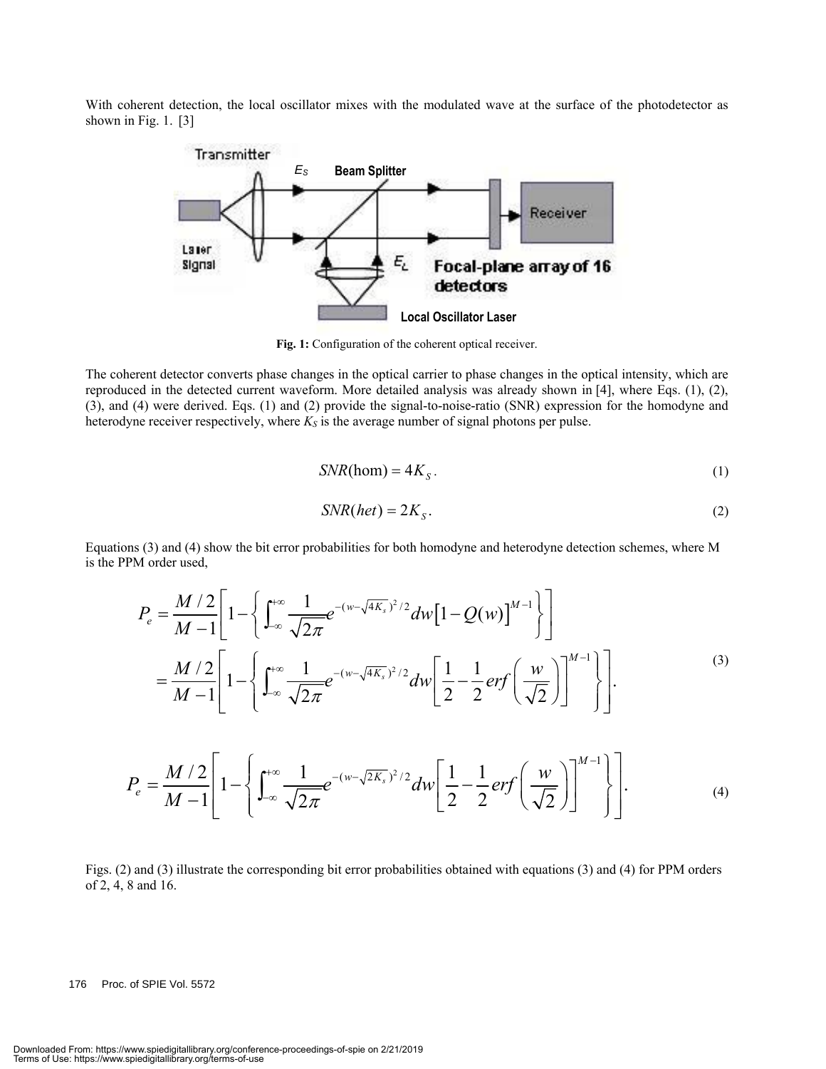With coherent detection, the local oscillator mixes with the modulated wave at the surface of the photodetector as shown in Fig. 1. [3]

**Fig. 1:** Configuration of the coherent optical receiver.

The coherent detector converts phase changes in the optical carrier to phase changes in the optical intensity, which are reproduced in the detected current waveform. More detailed analysis was already shown in [4], where Eqs. (1), (2), (3), and (4) were derived. Eqs. (1) and (2) provide the signal-to-noise-ratio (SNR) expression for the homodyne and heterodyne receiver respectively, where $K_S$ is the average number of signal photons per pulse.

$$SNR(\hom) = 4K_S. \tag{1}$$

$$SNR(het) = 2K_S. \tag{2}$$

Equations (3) and (4) show the bit error probabilities for both homodyne and heterodyne detection schemes, where M is the PPM order used,

$$\begin{aligned} P_e &= \frac{M/2}{M-1}\left[1-\left\{\int_{-\infty}^{+\infty}\frac{1}{\sqrt{2\pi}}e^{-(w-\sqrt{4K_s})^2/2}dw\left[1-Q(w)\right]^{M-1}\right\}\right] \\ &= \frac{M/2}{M-1}\left[1-\left\{\int_{-\infty}^{+\infty}\frac{1}{\sqrt{2\pi}}e^{-(w-\sqrt{4K_s})^2/2}dw\left[\frac{1}{2}-\frac{1}{2}erf\left(\frac{w}{\sqrt{2}}\right)\right]^{M-1}\right\}\right]. \end{aligned} \tag{3}$$

$$P_e = \frac{M/2}{M-1}\left[1-\left\{\int_{-\infty}^{+\infty}\frac{1}{\sqrt{2\pi}}e^{-(w-\sqrt{2K_s})^2/2}dw\left[\frac{1}{2}-\frac{1}{2}erf\left(\frac{w}{\sqrt{2}}\right)\right]^{M-1}\right\}\right]. \tag{4}$$

Figs. (2) and (3) illustrate the corresponding bit error probabilities obtained with equations (3) and (4) for PPM orders of 2, 4, 8 and 16.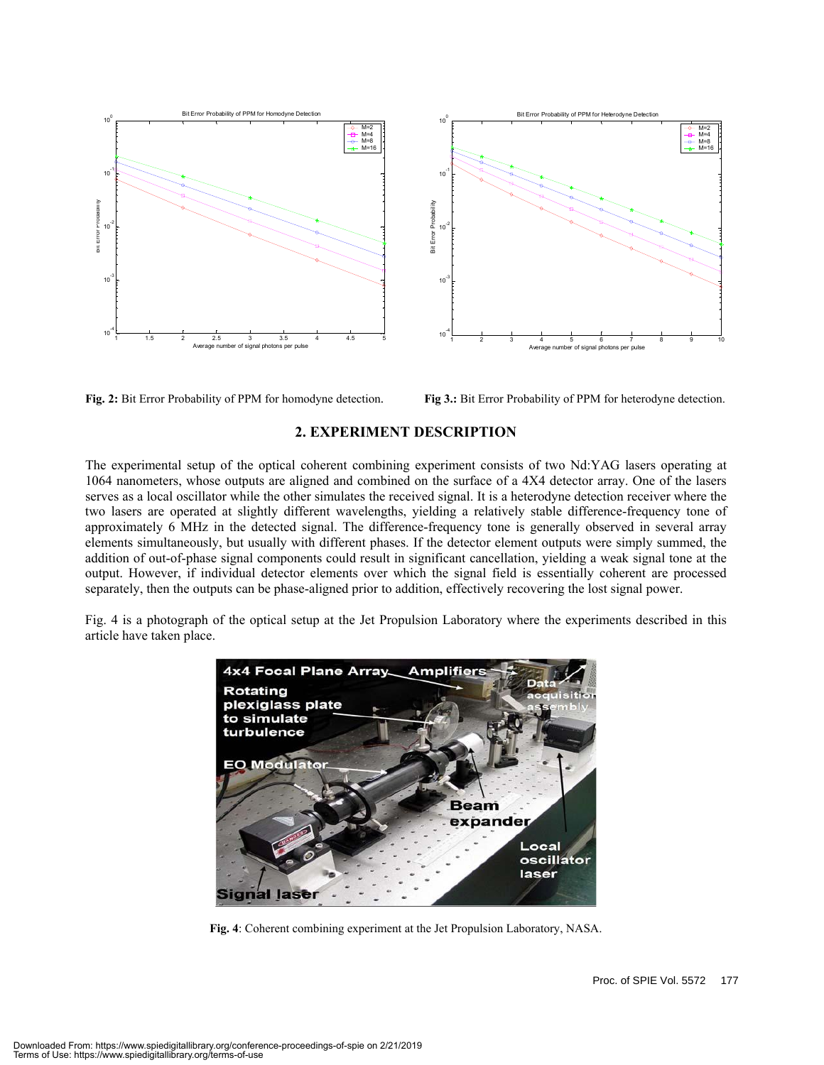Fig. 2: Bit Error Probability of PPM for homodyne detection.

Fig 3.: Bit Error Probability of PPM for heterodyne detection.

## 2. EXPERIMENT DESCRIPTION

The experimental setup of the optical coherent combining experiment consists of two Nd:YAG lasers operating at 1064 nanometers, whose outputs are aligned and combined on the surface of a 4X4 detector array. One of the lasers serves as a local oscillator while the other simulates the received signal. It is a heterodyne detection receiver where the two lasers are operated at slightly different wavelengths, yielding a relatively stable difference-frequency tone of approximately 6 MHz in the detected signal. The difference-frequency tone is generally observed in several array elements simultaneously, but usually with different phases. If the detector element outputs were simply summed, the addition of out-of-phase signal components could result in significant cancellation, yielding a weak signal tone at the output. However, if individual detector elements over which the signal field is essentially coherent are processed separately, then the outputs can be phase-aligned prior to addition, effectively recovering the lost signal power.

Fig. 4 is a photograph of the optical setup at the Jet Propulsion Laboratory where the experiments described in this article have taken place.

**Fig. 4**: Coherent combining experiment at the Jet Propulsion Laboratory, NASA.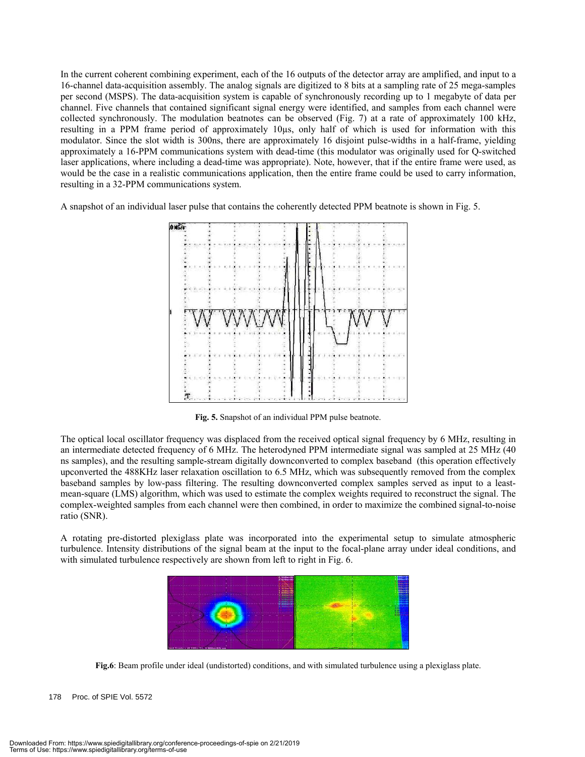In the current coherent combining experiment, each of the 16 outputs of the detector array are amplified, and input to a 16-channel data-acquisition assembly. The analog signals are digitized to 8 bits at a sampling rate of 25 mega-samples per second (MSPS). The data-acquisition system is capable of synchronously recording up to 1 megabyte of data per channel. Five channels that contained significant signal energy were identified, and samples from each channel were collected synchronously. The modulation beatnotes can be observed (Fig. 7) at a rate of approximately 100 kHz, resulting in a PPM frame period of approximately 10μs, only half of which is used for information with this modulator. Since the slot width is 300ns, there are approximately 16 disjoint pulse-widths in a half-frame, yielding approximately a 16-PPM communications system with dead-time (this modulator was originally used for Q-switched laser applications, where including a dead-time was appropriate). Note, however, that if the entire frame were used, as would be the case in a realistic communications application, then the entire frame could be used to carry information, resulting in a 32-PPM communications system.

A snapshot of an individual laser pulse that contains the coherently detected PPM beatnote is shown in Fig. 5.

**Fig. 5.** Snapshot of an individual PPM pulse beatnote.

The optical local oscillator frequency was displaced from the received optical signal frequency by 6 MHz, resulting in an intermediate detected frequency of 6 MHz. The heterodyned PPM intermediate signal was sampled at 25 MHz (40 ns samples), and the resulting sample-stream digitally downconverted to complex baseband (this operation effectively upconverted the 488KHz laser relaxation oscillation to 6.5 MHz, which was subsequently removed from the complex baseband samples by low-pass filtering. The resulting downconverted complex samples served as input to a least-mean-square (LMS) algorithm, which was used to estimate the complex weights required to reconstruct the signal. The complex-weighted samples from each channel were then combined, in order to maximize the combined signal-to-noise ratio (SNR).

A rotating pre-distorted plexiglass plate was incorporated into the experimental setup to simulate atmospheric turbulence. Intensity distributions of the signal beam at the input to the focal-plane array under ideal conditions, and with simulated turbulence respectively are shown from left to right in Fig. 6.

**Fig.6**: Beam profile under ideal (undistorted) conditions, and with simulated turbulence using a plexiglass plate.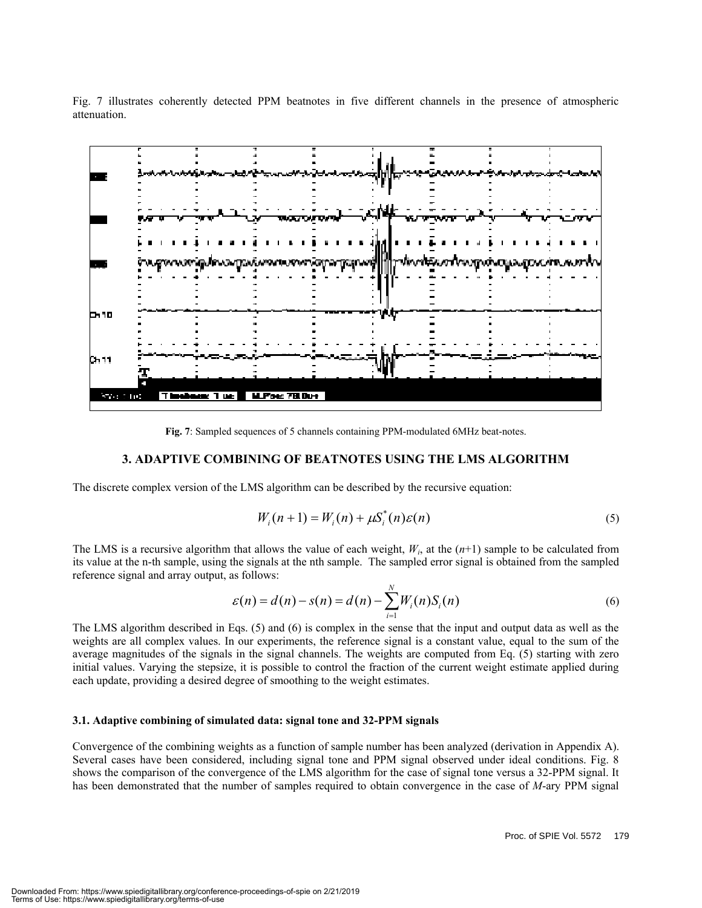Fig. 7 illustrates coherently detected PPM beatnotes in five different channels in the presence of atmospheric attenuation.

**Fig. 7**: Sampled sequences of 5 channels containing PPM-modulated 6MHz beat-notes.

## 3. ADAPTIVE COMBINING OF BEATNOTES USING THE LMS ALGORITHM

The discrete complex version of the LMS algorithm can be described by the recursive equation:

$$W_i(n+1) = W_i(n) + \mu S_i^*(n)\varepsilon(n) \tag{5}$$

The LMS is a recursive algorithm that allows the value of each weight, $W_i$, at the ($n$+1) sample to be calculated from its value at the n-th sample, using the signals at the nth sample. The sampled error signal is obtained from the sampled reference signal and array output, as follows:

$$\varepsilon(n) = d(n) - s(n) = d(n) - \sum_{i=1}^{N} W_i(n) S_i(n) \tag{6}$$

The LMS algorithm described in Eqs. (5) and (6) is complex in the sense that the input and output data as well as the weights are all complex values. In our experiments, the reference signal is a constant value, equal to the sum of the average magnitudes of the signals in the signal channels. The weights are computed from Eq. (5) starting with zero initial values. Varying the stepsize, it is possible to control the fraction of the current weight estimate applied during each update, providing a desired degree of smoothing to the weight estimates.

### 3.1. Adaptive combining of simulated data: signal tone and 32-PPM signals

Convergence of the combining weights as a function of sample number has been analyzed (derivation in Appendix A). Several cases have been considered, including signal tone and PPM signal observed under ideal conditions. Fig. 8 shows the comparison of the convergence of the LMS algorithm for the case of signal tone versus a 32-PPM signal. It has been demonstrated that the number of samples required to obtain convergence in the case of *M*-ary PPM signal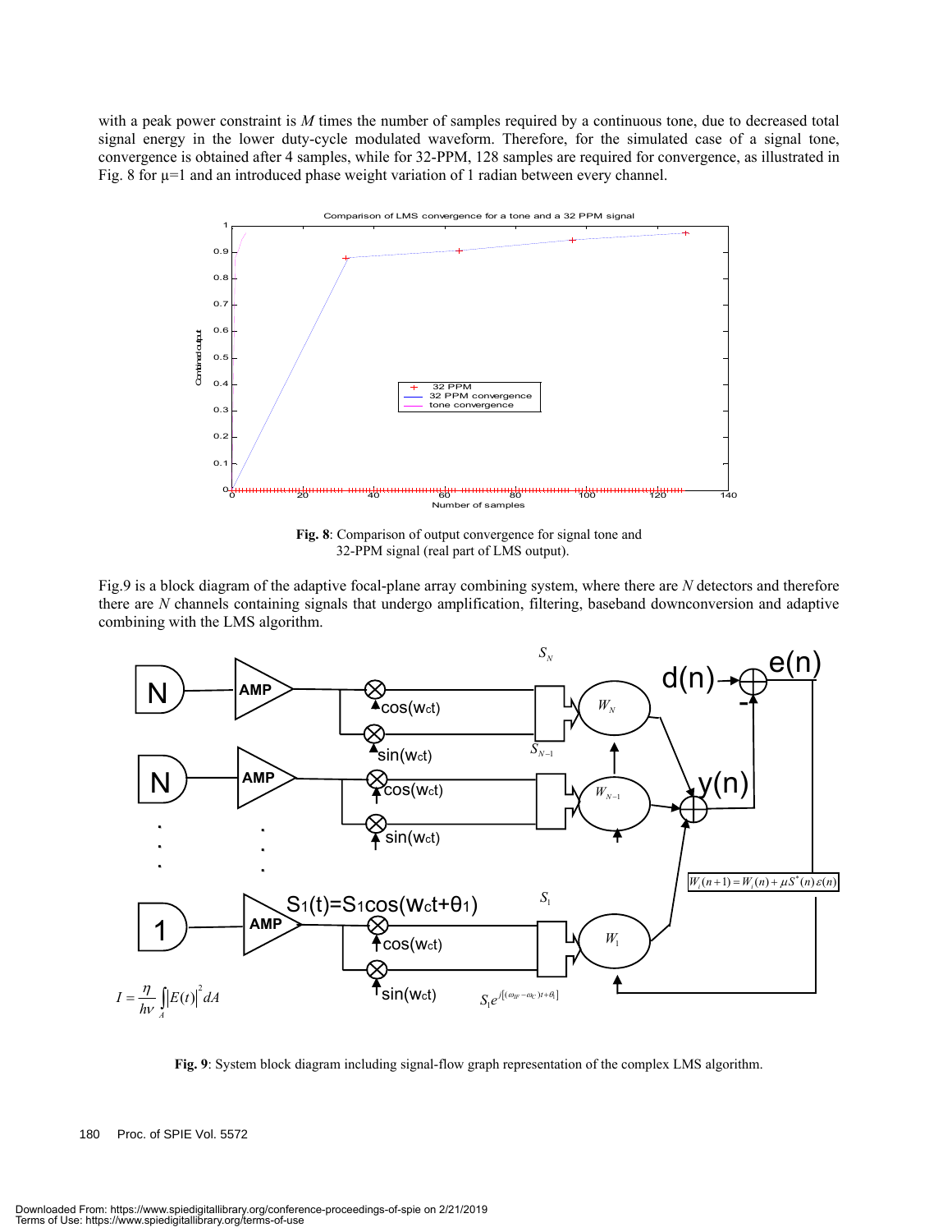with a peak power constraint is $M$ times the number of samples required by a continuous tone, due to decreased total signal energy in the lower duty-cycle modulated waveform. Therefore, for the simulated case of a signal tone, convergence is obtained after 4 samples, while for 32-PPM, 128 samples are required for convergence, as illustrated in Fig. 8 for $\mu=1$ and an introduced phase weight variation of 1 radian between every channel.

**Fig. 8**: Comparison of output convergence for signal tone and 32-PPM signal (real part of LMS output).

Fig.9 is a block diagram of the adaptive focal-plane array combining system, where there are $N$ detectors and therefore there are $N$ channels containing signals that undergo amplification, filtering, baseband downconversion and adaptive combining with the LMS algorithm.

**Fig. 9**: System block diagram including signal-flow graph representation of the complex LMS algorithm.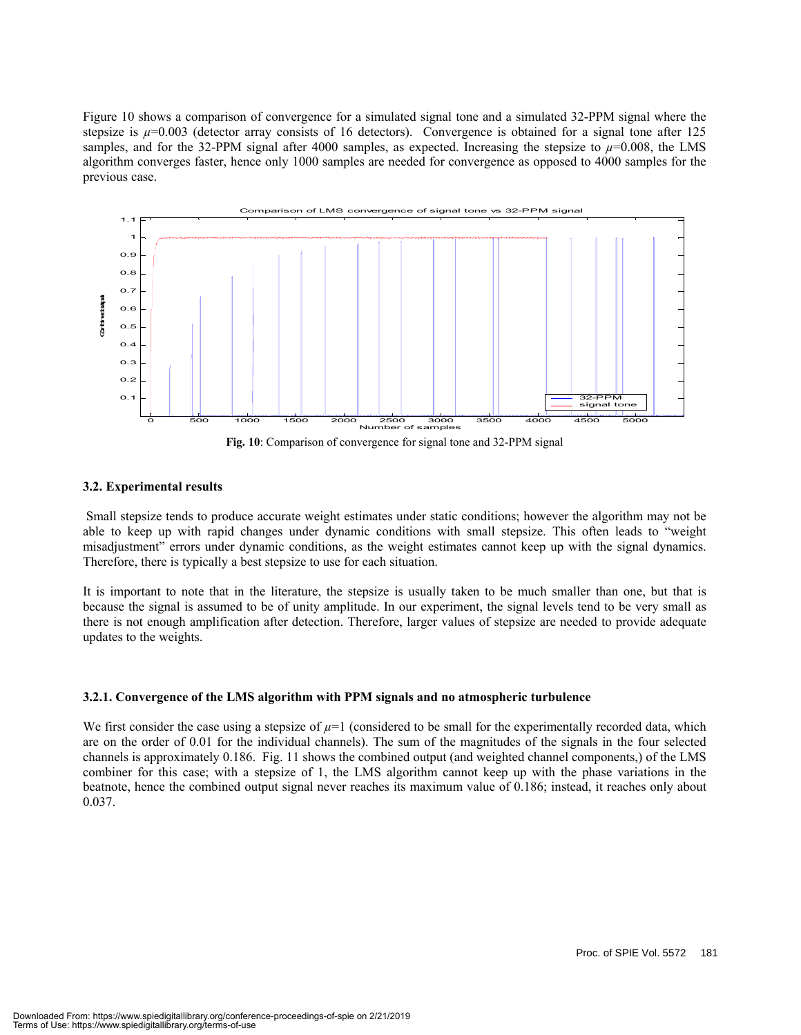Figure 10 shows a comparison of convergence for a simulated signal tone and a simulated 32-PPM signal where the stepsize is $\mu$=0.003 (detector array consists of 16 detectors). Convergence is obtained for a signal tone after 125 samples, and for the 32-PPM signal after 4000 samples, as expected. Increasing the stepsize to $\mu$=0.008, the LMS algorithm converges faster, hence only 1000 samples are needed for convergence as opposed to 4000 samples for the previous case.

**Fig. 10**: Comparison of convergence for signal tone and 32-PPM signal

### 3.2. Experimental results

Small stepsize tends to produce accurate weight estimates under static conditions; however the algorithm may not be able to keep up with rapid changes under dynamic conditions with small stepsize. This often leads to "weight misadjustment" errors under dynamic conditions, as the weight estimates cannot keep up with the signal dynamics. Therefore, there is typically a best stepsize to use for each situation.

It is important to note that in the literature, the stepsize is usually taken to be much smaller than one, but that is because the signal is assumed to be of unity amplitude. In our experiment, the signal levels tend to be very small as there is not enough amplification after detection. Therefore, larger values of stepsize are needed to provide adequate updates to the weights.

#### 3.2.1. Convergence of the LMS algorithm with PPM signals and no atmospheric turbulence

We first consider the case using a stepsize of $\mu$=1 (considered to be small for the experimentally recorded data, which are on the order of 0.01 for the individual channels). The sum of the magnitudes of the signals in the four selected channels is approximately 0.186. Fig. 11 shows the combined output (and weighted channel components,) of the LMS combiner for this case; with a stepsize of 1, the LMS algorithm cannot keep up with the phase variations in the beatnote, hence the combined output signal never reaches its maximum value of 0.186; instead, it reaches only about 0.037.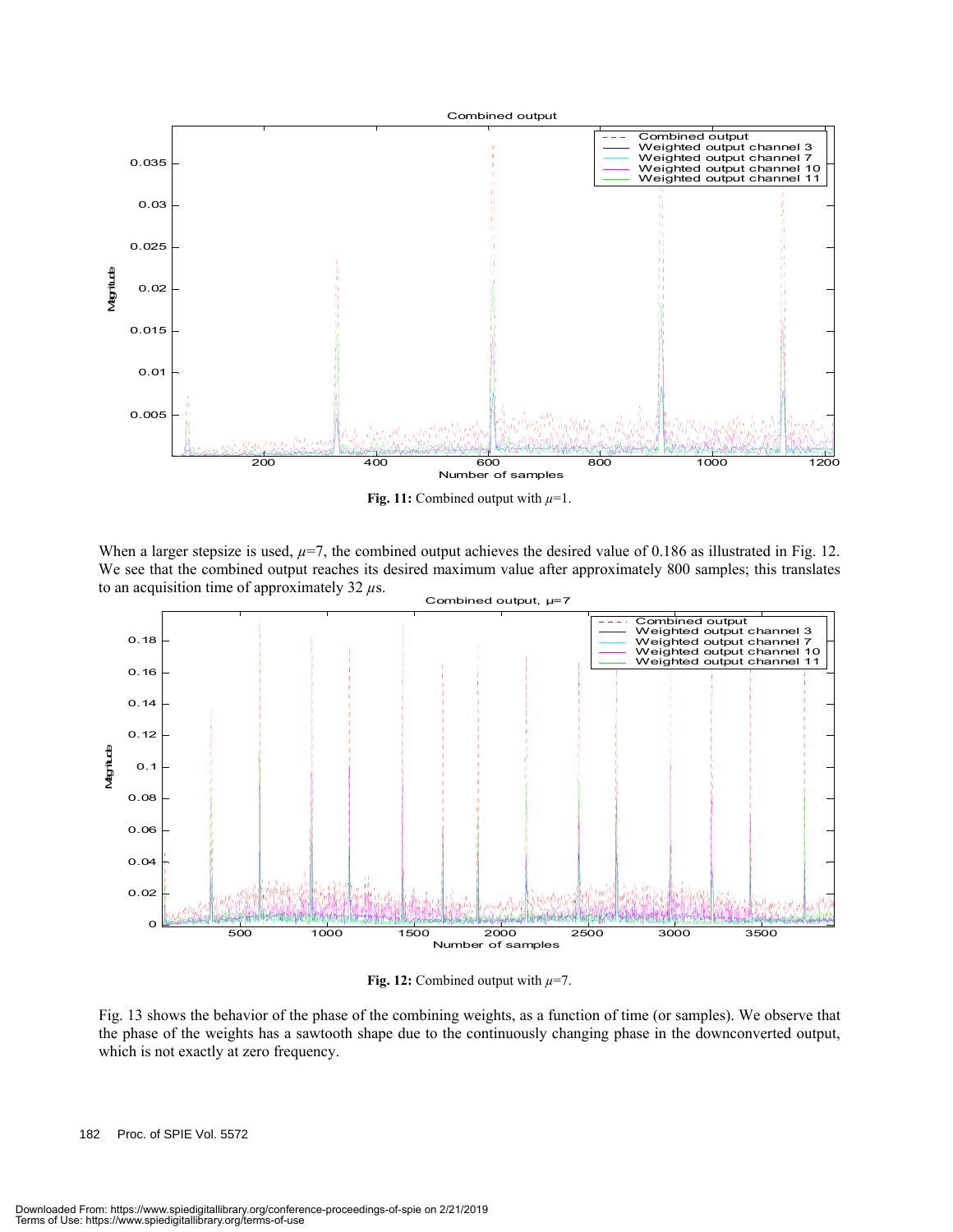**Fig. 11:** Combined output with $\mu$=1.

When a larger stepsize is used, $\mu$=7, the combined output achieves the desired value of 0.186 as illustrated in Fig. 12. We see that the combined output reaches its desired maximum value after approximately 800 samples; this translates to an acquisition time of approximately 32 $\mu$s.

**Fig. 12:** Combined output with $\mu$=7.

Fig. 13 shows the behavior of the phase of the combining weights, as a function of time (or samples). We observe that the phase of the weights has a sawtooth shape due to the continuously changing phase in the downconverted output, which is not exactly at zero frequency.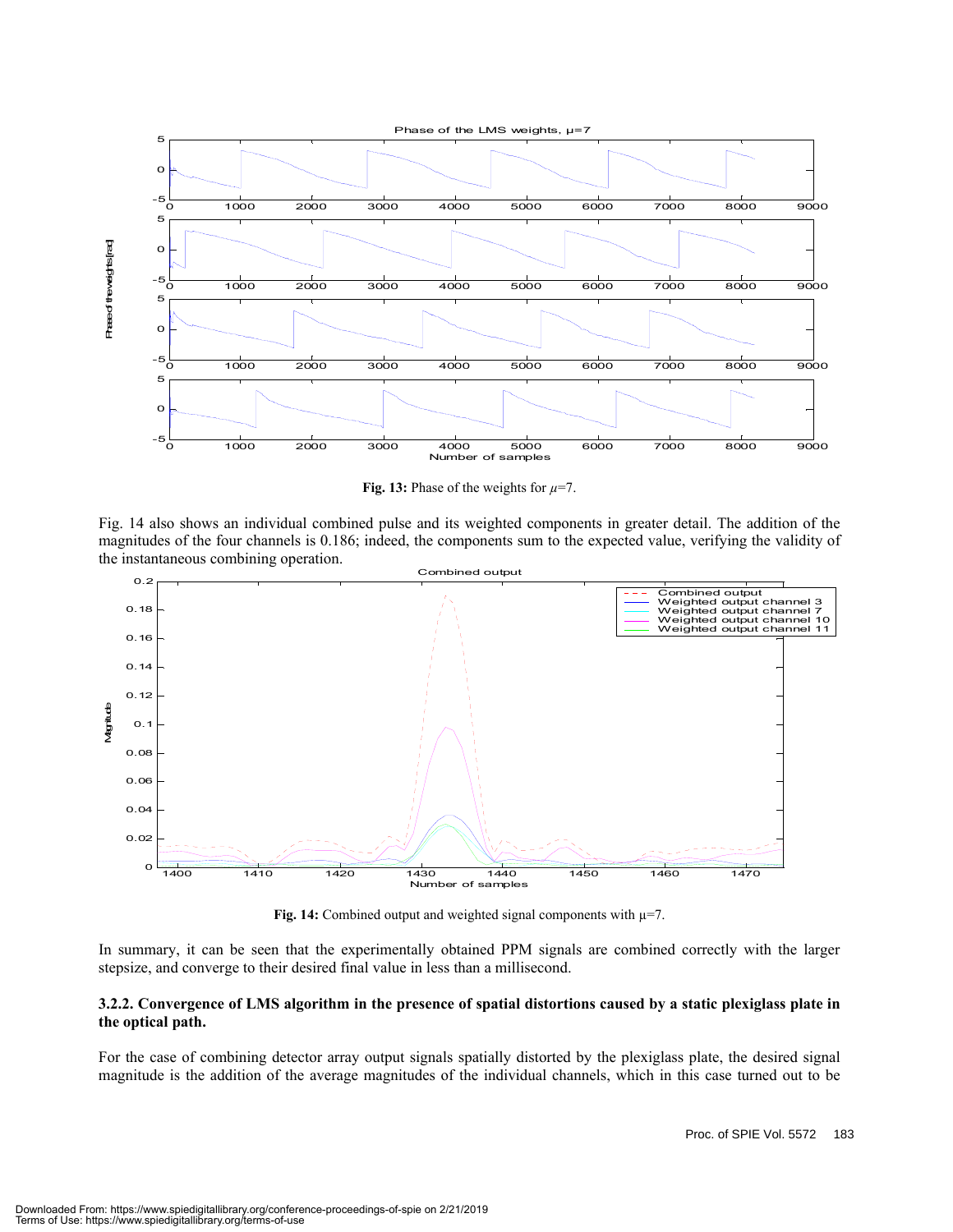**Fig. 13:** Phase of the weights for $\mu$=7.

Fig. 14 also shows an individual combined pulse and its weighted components in greater detail. The addition of the magnitudes of the four channels is 0.186; indeed, the components sum to the expected value, verifying the validity of the instantaneous combining operation.

**Fig. 14:** Combined output and weighted signal components with $\mu$=7.

In summary, it can be seen that the experimentally obtained PPM signals are combined correctly with the larger stepsize, and converge to their desired final value in less than a millisecond.

### 3.2.2. Convergence of LMS algorithm in the presence of spatial distortions caused by a static plexiglass plate in the optical path.

For the case of combining detector array output signals spatially distorted by the plexiglass plate, the desired signal magnitude is the addition of the average magnitudes of the individual channels, which in this case turned out to be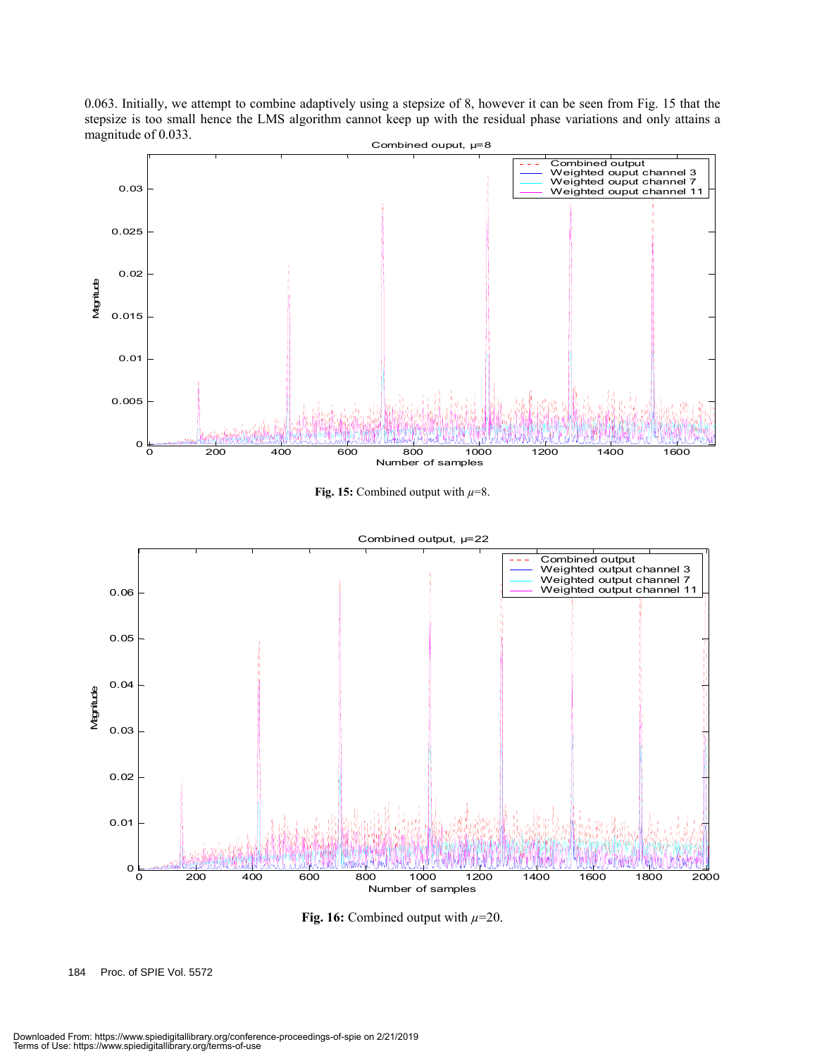0.063. Initially, we attempt to combine adaptively using a stepsize of 8, however it can be seen from Fig. 15 that the stepsize is too small hence the LMS algorithm cannot keep up with the residual phase variations and only attains a magnitude of 0.033.

**Fig. 15:** Combined output with $\mu$=8.

**Fig. 16:** Combined output with $\mu$=20.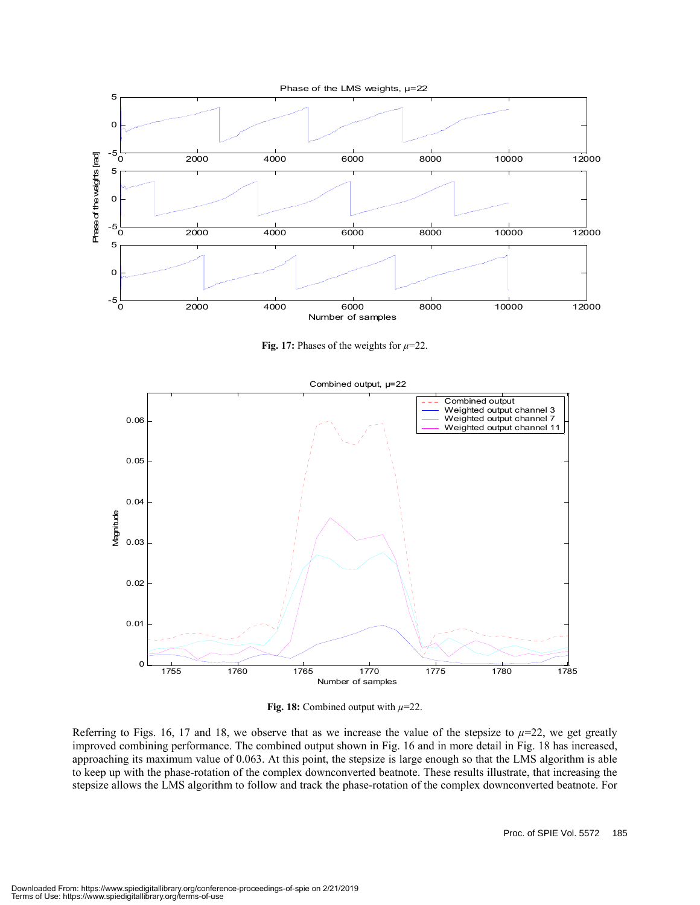**Fig. 17:** Phases of the weights for $\mu$=22.

**Fig. 18:** Combined output with $\mu$=22.

Referring to Figs. 16, 17 and 18, we observe that as we increase the value of the stepsize to $\mu$=22, we get greatly improved combining performance. The combined output shown in Fig. 16 and in more detail in Fig. 18 has increased, approaching its maximum value of 0.063. At this point, the stepsize is large enough so that the LMS algorithm is able to keep up with the phase-rotation of the complex downconverted beatnote. These results illustrate, that increasing the stepsize allows the LMS algorithm to follow and track the phase-rotation of the complex downconverted beatnote. For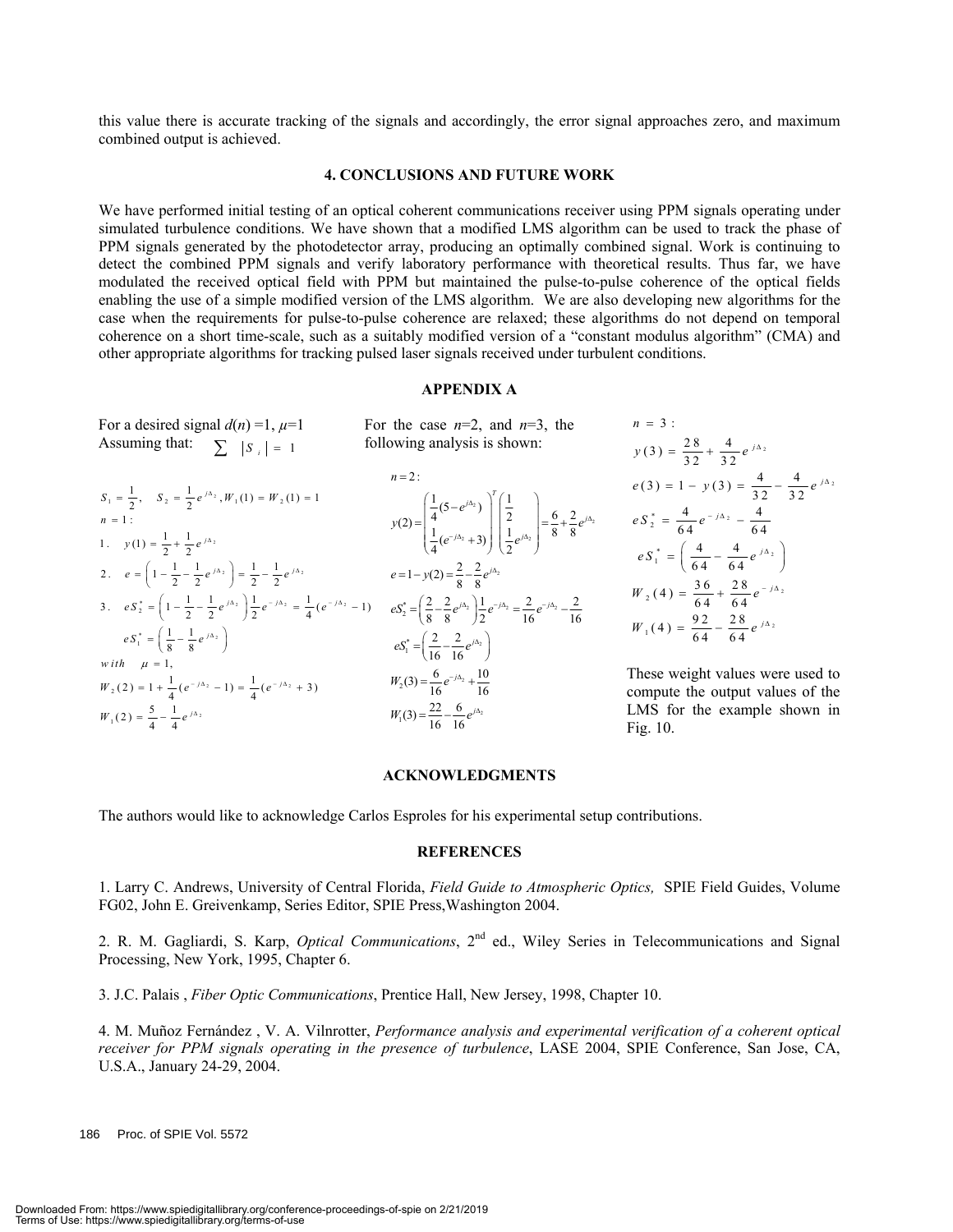this value there is accurate tracking of the signals and accordingly, the error signal approaches zero, and maximum combined output is achieved.

## 4. CONCLUSIONS AND FUTURE WORK

We have performed initial testing of an optical coherent communications receiver using PPM signals operating under simulated turbulence conditions. We have shown that a modified LMS algorithm can be used to track the phase of PPM signals generated by the photodetector array, producing an optimally combined signal. Work is continuing to detect the combined PPM signals and verify laboratory performance with theoretical results. Thus far, we have modulated the received optical field with PPM but maintained the pulse-to-pulse coherence of the optical fields enabling the use of a simple modified version of the LMS algorithm. We are also developing new algorithms for the case when the requirements for pulse-to-pulse coherence are relaxed; these algorithms do not depend on temporal coherence on a short time-scale, such as a suitably modified version of a "constant modulus algorithm" (CMA) and other appropriate algorithms for tracking pulsed laser signals received under turbulent conditions.

## APPENDIX A

For a desired signal $d(n) = 1$, $\mu = 1$
Assuming that: $\sum |S_i| = 1$

$$S_1 = \frac{1}{2}, \quad S_2 = \frac{1}{2}e^{j\Delta_2}, W_1(1) = W_2(1) = 1$$

$n = 1$:

1. $y(1) = \frac{1}{2} + \frac{1}{2}e^{j\Delta_2}$

2. $e = \left(1 - \frac{1}{2} - \frac{1}{2}e^{j\Delta_2}\right) = \frac{1}{2} - \frac{1}{2}e^{j\Delta_2}$

3. $eS_2^* = \left(1 - \frac{1}{2} - \frac{1}{2}e^{j\Delta_2}\right)\frac{1}{2}e^{-j\Delta_2} = \frac{1}{4}(e^{-j\Delta_2} - 1)$

$$eS_1^* = \left(\frac{1}{8} - \frac{1}{8}e^{j\Delta_2}\right)$$

with $\mu = 1$,

$$W_2(2) = 1 + \frac{1}{4}(e^{-j\Delta_2} - 1) = \frac{1}{4}(e^{-j\Delta_2} + 3)$$

$$W_1(2) = \frac{5}{4} - \frac{1}{4}e^{j\Delta_2}$$

For the case $n=2$, and $n=3$, the following analysis is shown:

$n = 2$:

$$y(2) = \begin{pmatrix} \frac{1}{4}(5 - e^{j\Delta_2}) \\ \frac{1}{4}(e^{-j\Delta_2} + 3) \end{pmatrix}^T \begin{pmatrix} \frac{1}{2} \\ \frac{1}{2}e^{j\Delta_2} \end{pmatrix} = \frac{6}{8} + \frac{2}{8}e^{j\Delta_2}$$

$$e = 1 - y(2) = \frac{2}{8} - \frac{2}{8}e^{j\Delta_2}$$

$$eS_2^* = \left(\frac{2}{8} - \frac{2}{8}e^{j\Delta_2}\right)\frac{1}{2}e^{-j\Delta_2} = \frac{2}{16}e^{-j\Delta_2} - \frac{2}{16}$$

$$eS_1^* = \left(\frac{2}{16} - \frac{2}{16}e^{j\Delta_2}\right)$$

$$W_2(3) = \frac{6}{16}e^{-j\Delta_2} + \frac{10}{16}$$

$$W_1(3) = \frac{22}{16} - \frac{6}{16}e^{j\Delta_2}$$

$n = 3$:

$$y(3) = \frac{28}{32} + \frac{4}{32}e^{j\Delta_2}$$

$$e(3) = 1 - y(3) = \frac{4}{32} - \frac{4}{32}e^{j\Delta_2}$$

$$eS_2^* = \frac{4}{64}e^{-j\Delta_2} - \frac{4}{64}$$

$$eS_1^* = \left(\frac{4}{64} - \frac{4}{64}e^{j\Delta_2}\right)$$

$$W_2(4) = \frac{36}{64} + \frac{28}{64}e^{-j\Delta_2}$$

$$W_1(4) = \frac{92}{64} - \frac{28}{64}e^{j\Delta_2}$$

These weight values were used to compute the output values of the LMS for the example shown in Fig. 10.

## ACKNOWLEDGMENTS

The authors would like to acknowledge Carlos Esproles for his experimental setup contributions.

## REFERENCES

1. Larry C. Andrews, University of Central Florida, *Field Guide to Atmospheric Optics,* SPIE Field Guides, Volume FG02, John E. Greivenkamp, Series Editor, SPIE Press,Washington 2004.

2. R. M. Gagliardi, S. Karp, *Optical Communications*, 2nd ed., Wiley Series in Telecommunications and Signal Processing, New York, 1995, Chapter 6.

3. J.C. Palais , *Fiber Optic Communications*, Prentice Hall, New Jersey, 1998, Chapter 10.

4. M. Muñoz Fernández , V. A. Vilnrotter, *Performance analysis and experimental verification of a coherent optical receiver for PPM signals operating in the presence of turbulence*, LASE 2004, SPIE Conference, San Jose, CA, U.S.A., January 24-29, 2004.